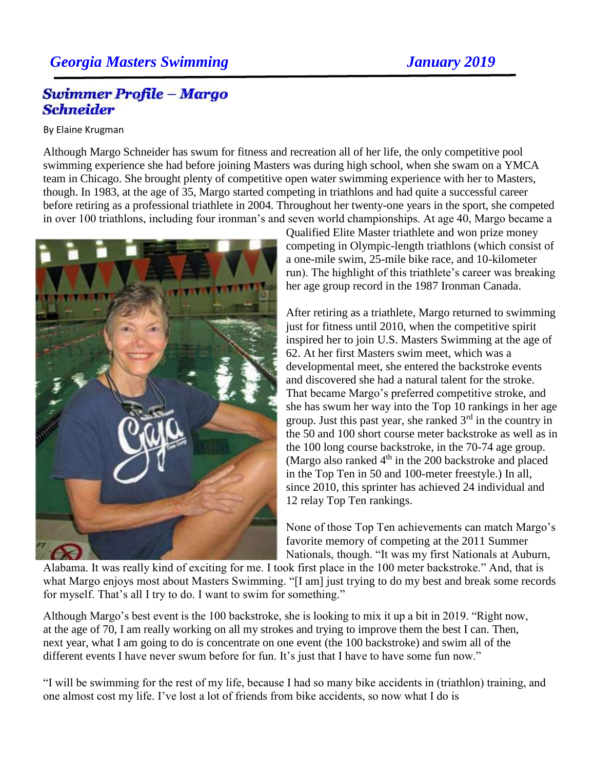## Swimmer Profile – Margo Schneider

By Elaine Krugman

Although Margo Schneider has swum for fitness and recreation all of her life, the only competitive pool swimming experience she had before joining Masters was during high school, when she swam on a YMCA team in Chicago. She brought plenty of competitive open water swimming experience with her to Masters, though. In 1983, at the age of 35, Margo started competing in triathlons and had quite a successful career before retiring as a professional triathlete in 2004. Throughout her twenty-one years in the sport, she competed in over 100 triathlons, including four ironman's and seven world championships. At age 40, Margo became a Qualified Elite Master triathlete and won prize money competing in Olympic-length triathlons (which consist of a one-mile swim, 25-mile bike race, and 10-kilometer run). The highlight of this triathlete's career was breaking her age group record in the 1987 Ironman Canada.

After retiring as a triathlete, Margo returned to swimming just for fitness until 2010, when the competitive spirit inspired her to join U.S. Masters Swimming at the age of 62. At her first Masters swim meet, which was a developmental meet, she entered the backstroke events and discovered she had a natural talent for the stroke. That became Margo's preferred competitive stroke, and she has swum her way into the Top 10 rankings in her age group. Just this past year, she ranked 3rd in the country in the 50 and 100 short course meter backstroke as well as in the 100 long course backstroke, in the 70-74 age group. (Margo also ranked 4th in the 200 backstroke and placed in the Top Ten in 50 and 100-meter freestyle.) In all, since 2010, this sprinter has achieved 24 individual and 12 relay Top Ten rankings.

None of those Top Ten achievements can match Margo's favorite memory of competing at the 2011 Summer Nationals, though. "It was my first Nationals at Auburn, Alabama. It was really kind of exciting for me. I took first place in the 100 meter backstroke." And, that is what Margo enjoys most about Masters Swimming. "[I am] just trying to do my best and break some records for myself. That's all I try to do. I want to swim for something."

Although Margo's best event is the 100 backstroke, she is looking to mix it up a bit in 2019. "Right now, at the age of 70, I am really working on all my strokes and trying to improve them the best I can. Then, next year, what I am going to do is concentrate on one event (the 100 backstroke) and swim all of the different events I have never swum before for fun. It's just that I have to have some fun now."

"I will be swimming for the rest of my life, because I had so many bike accidents in (triathlon) training, and one almost cost my life. I've lost a lot of friends from bike accidents, so now what I do is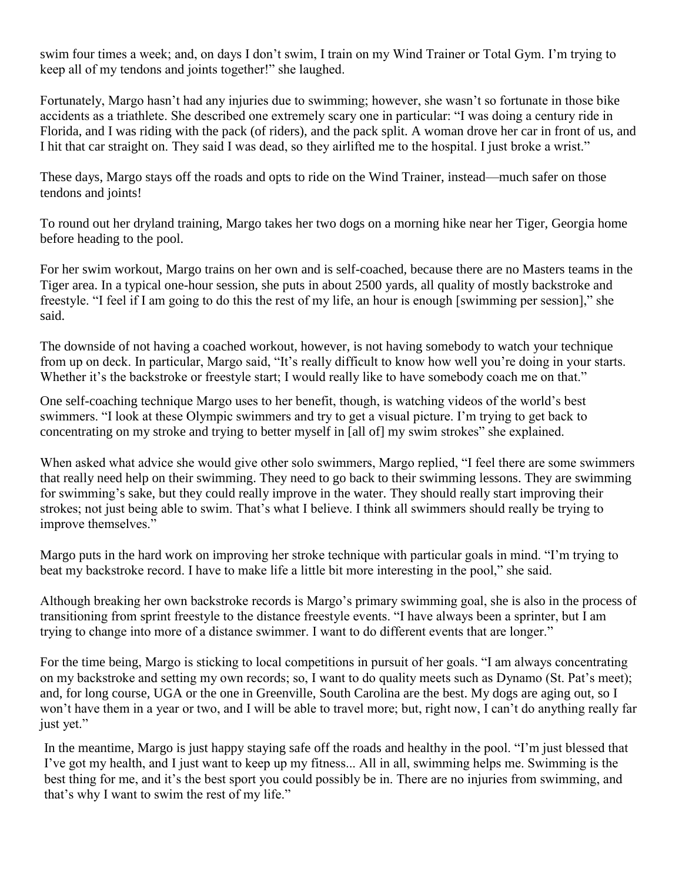swim four times a week; and, on days I don't swim, I train on my Wind Trainer or Total Gym. I'm trying to keep all of my tendons and joints together!" she laughed.

Fortunately, Margo hasn't had any injuries due to swimming; however, she wasn't so fortunate in those bike accidents as a triathlete. She described one extremely scary one in particular: "I was doing a century ride in Florida, and I was riding with the pack (of riders), and the pack split. A woman drove her car in front of us, and I hit that car straight on. They said I was dead, so they airlifted me to the hospital. I just broke a wrist."

These days, Margo stays off the roads and opts to ride on the Wind Trainer, instead—much safer on those tendons and joints!

To round out her dryland training, Margo takes her two dogs on a morning hike near her Tiger, Georgia home before heading to the pool.

For her swim workout, Margo trains on her own and is self-coached, because there are no Masters teams in the Tiger area. In a typical one-hour session, she puts in about 2500 yards, all quality of mostly backstroke and freestyle. "I feel if I am going to do this the rest of my life, an hour is enough [swimming per session]," she said.

The downside of not having a coached workout, however, is not having somebody to watch your technique from up on deck. In particular, Margo said, "It's really difficult to know how well you're doing in your starts. Whether it's the backstroke or freestyle start; I would really like to have somebody coach me on that."

One self-coaching technique Margo uses to her benefit, though, is watching videos of the world's best swimmers. "I look at these Olympic swimmers and try to get a visual picture. I'm trying to get back to concentrating on my stroke and trying to better myself in [all of] my swim strokes" she explained.

When asked what advice she would give other solo swimmers, Margo replied, "I feel there are some swimmers that really need help on their swimming. They need to go back to their swimming lessons. They are swimming for swimming's sake, but they could really improve in the water. They should really start improving their strokes; not just being able to swim. That's what I believe. I think all swimmers should really be trying to improve themselves."

Margo puts in the hard work on improving her stroke technique with particular goals in mind. "I'm trying to beat my backstroke record. I have to make life a little bit more interesting in the pool," she said.

Although breaking her own backstroke records is Margo's primary swimming goal, she is also in the process of transitioning from sprint freestyle to the distance freestyle events. "I have always been a sprinter, but I am trying to change into more of a distance swimmer. I want to do different events that are longer."

For the time being, Margo is sticking to local competitions in pursuit of her goals. "I am always concentrating on my backstroke and setting my own records; so, I want to do quality meets such as Dynamo (St. Pat's meet); and, for long course, UGA or the one in Greenville, South Carolina are the best. My dogs are aging out, so I won't have them in a year or two, and I will be able to travel more; but, right now, I can't do anything really far just yet."

In the meantime, Margo is just happy staying safe off the roads and healthy in the pool. "I'm just blessed that I've got my health, and I just want to keep up my fitness... All in all, swimming helps me. Swimming is the best thing for me, and it's the best sport you could possibly be in. There are no injuries from swimming, and that's why I want to swim the rest of my life."